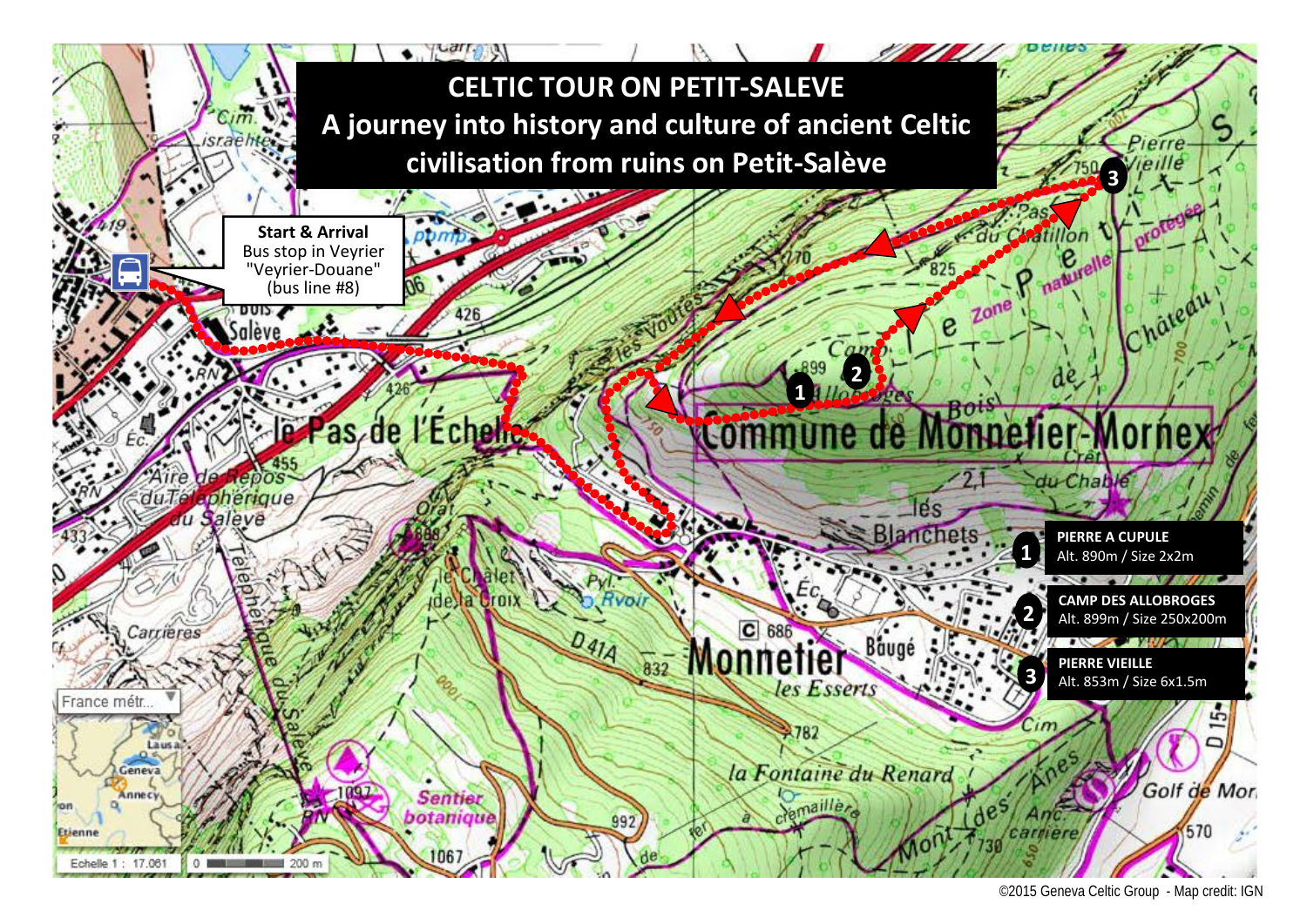# CELTIC TOUR ON PETIT-SALEVE

## A journey into history and culture of ancient Celtic civilisation from ruins on Petit-Salève

**Start & Arrival**
Bus stop in Veyrier "Veyrier-Douane" (bus line #8)

| # | Site | Details |
| --- | --- | --- |
| 1 | **PIERRE A CUPULE** | Alt. 890m / Size 2x2m |
| 2 | **CAMP DES ALLOBROGES** | Alt. 899m / Size 250x200m |
| 3 | **PIERRE VIEILLE** | Alt. 853m / Size 6x1.5m |

©2015 Geneva Celtic Group - Map credit: IGN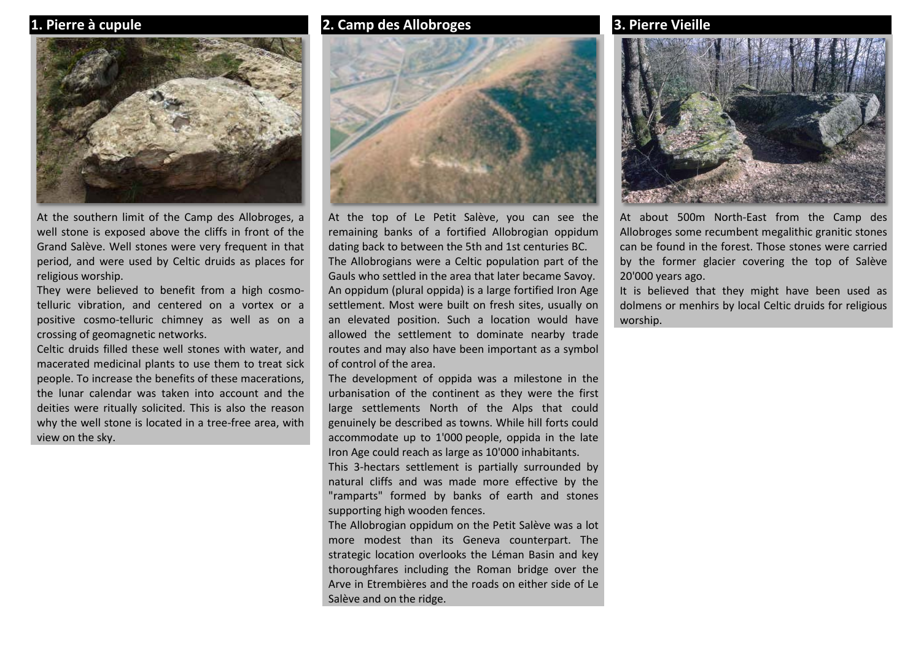## 1. Pierre à cupule

At the southern limit of the Camp des Allobroges, a well stone is exposed above the cliffs in front of the Grand Salève. Well stones were very frequent in that period, and were used by Celtic druids as places for religious worship.

They were believed to benefit from a high cosmo-telluric vibration, and centered on a vortex or a positive cosmo-telluric chimney as well as on a crossing of geomagnetic networks.

Celtic druids filled these well stones with water, and macerated medicinal plants to use them to treat sick people. To increase the benefits of these macerations, the lunar calendar was taken into account and the deities were ritually solicited. This is also the reason why the well stone is located in a tree-free area, with view on the sky.

## 2. Camp des Allobroges

At the top of Le Petit Salève, you can see the remaining banks of a fortified Allobrogian oppidum dating back to between the 5th and 1st centuries BC.

The Allobrogians were a Celtic population part of the Gauls who settled in the area that later became Savoy.

An oppidum (plural oppida) is a large fortified Iron Age settlement. Most were built on fresh sites, usually on an elevated position. Such a location would have allowed the settlement to dominate nearby trade routes and may also have been important as a symbol of control of the area.

The development of oppida was a milestone in the urbanisation of the continent as they were the first large settlements North of the Alps that could genuinely be described as towns. While hill forts could accommodate up to 1'000 people, oppida in the late Iron Age could reach as large as 10'000 inhabitants.

This 3-hectars settlement is partially surrounded by natural cliffs and was made more effective by the "ramparts" formed by banks of earth and stones supporting high wooden fences.

The Allobrogian oppidum on the Petit Salève was a lot more modest than its Geneva counterpart. The strategic location overlooks the Léman Basin and key thoroughfares including the Roman bridge over the Arve in Etrembières and the roads on either side of Le Salève and on the ridge.

## 3. Pierre Vieille

At about 500m North-East from the Camp des Allobroges some recumbent megalithic granitic stones can be found in the forest. Those stones were carried by the former glacier covering the top of Salève 20'000 years ago.

It is believed that they might have been used as dolmens or menhirs by local Celtic druids for religious worship.